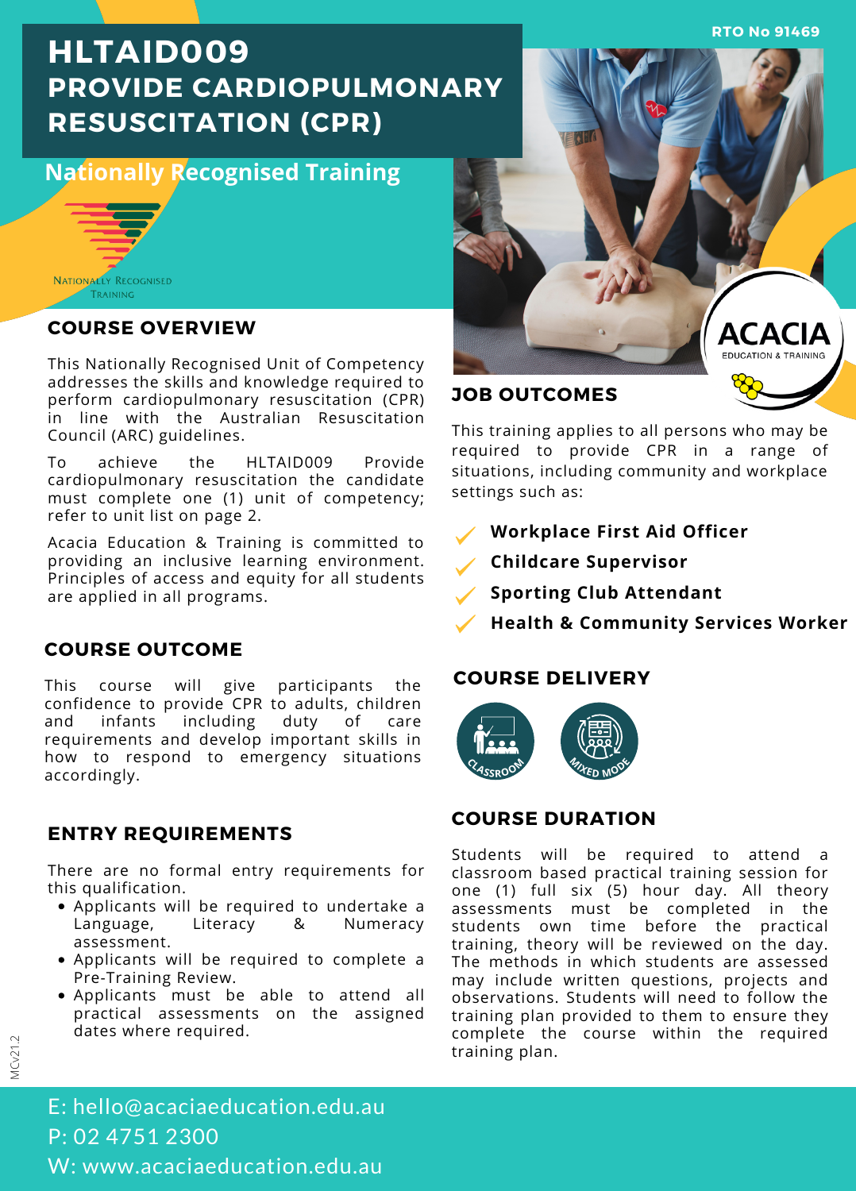RTO No 91469

# HLTAID009
# PROVIDE CARDIOPULMONARY RESUSCITATION (CPR)

## Nationally Recognised Training

NATIONALLY RECOGNISED TRAINING

## COURSE OVERVIEW

This Nationally Recognised Unit of Competency addresses the skills and knowledge required to perform cardiopulmonary resuscitation (CPR) in line with the Australian Resuscitation Council (ARC) guidelines.

To achieve the HLTAID009 Provide cardiopulmonary resuscitation the candidate must complete one (1) unit of competency; refer to unit list on page 2.

Acacia Education & Training is committed to providing an inclusive learning environment. Principles of access and equity for all students are applied in all programs.

## COURSE OUTCOME

This course will give participants the confidence to provide CPR to adults, children and infants including duty of care requirements and develop important skills in how to respond to emergency situations accordingly.

## ENTRY REQUIREMENTS

There are no formal entry requirements for this qualification.

- Applicants will be required to undertake a Language, Literacy & Numeracy assessment.
- Applicants will be required to complete a Pre-Training Review.
- Applicants must be able to attend all practical assessments on the assigned dates where required.

ACACIA EDUCATION & TRAINING

## JOB OUTCOMES

This training applies to all persons who may be required to provide CPR in a range of situations, including community and workplace settings such as:

- ✓ **Workplace First Aid Officer**
- ✓ **Childcare Supervisor**
- ✓ **Sporting Club Attendant**
- ✓ **Health & Community Services Worker**

## COURSE DELIVERY

CLASSROOM

MIXED MODE

## COURSE DURATION

Students will be required to attend a classroom based practical training session for one (1) full six (5) hour day. All theory assessments must be completed in the students own time before the practical training, theory will be reviewed on the day. The methods in which students are assessed may include written questions, projects and observations. Students will need to follow the training plan provided to them to ensure they complete the course within the required training plan.

MCv21.2

E: hello@acaciaeducation.edu.au
P: 02 4751 2300
W: www.acaciaeducation.edu.au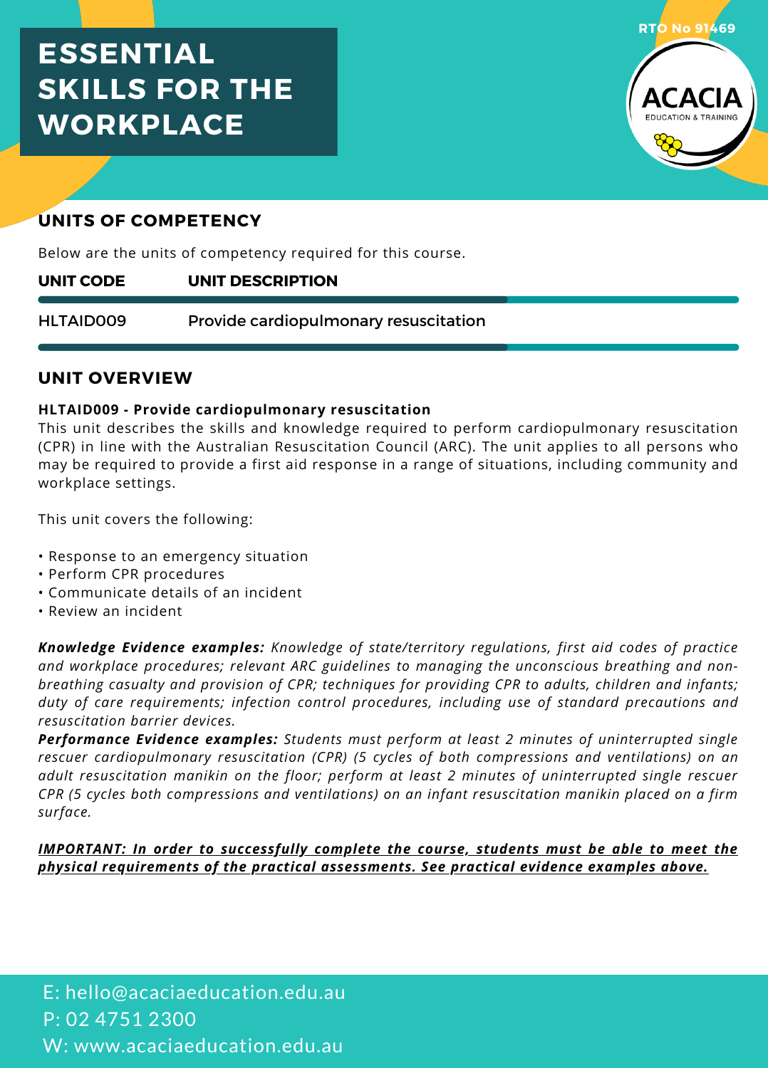# ESSENTIAL SKILLS FOR THE WORKPLACE

RTO No 91469

ACACIA EDUCATION & TRAINING

## UNITS OF COMPETENCY

Below are the units of competency required for this course.

| UNIT CODE | UNIT DESCRIPTION |
|---|---|
| HLTAID009 | Provide cardiopulmonary resuscitation |

## UNIT OVERVIEW

**HLTAID009 - Provide cardiopulmonary resuscitation**
This unit describes the skills and knowledge required to perform cardiopulmonary resuscitation (CPR) in line with the Australian Resuscitation Council (ARC). The unit applies to all persons who may be required to provide a first aid response in a range of situations, including community and workplace settings.

This unit covers the following:

- Response to an emergency situation
- Perform CPR procedures
- Communicate details of an incident
- Review an incident

***Knowledge Evidence examples:*** *Knowledge of state/territory regulations, first aid codes of practice and workplace procedures; relevant ARC guidelines to managing the unconscious breathing and non-breathing casualty and provision of CPR; techniques for providing CPR to adults, children and infants; duty of care requirements; infection control procedures, including use of standard precautions and resuscitation barrier devices.*
***Performance Evidence examples:*** *Students must perform at least 2 minutes of uninterrupted single rescuer cardiopulmonary resuscitation (CPR) (5 cycles of both compressions and ventilations) on an adult resuscitation manikin on the floor; perform at least 2 minutes of uninterrupted single rescuer CPR (5 cycles both compressions and ventilations) on an infant resuscitation manikin placed on a firm surface.*

***<u>IMPORTANT: In order to successfully complete the course, students must be able to meet the physical requirements of the practical assessments. See practical evidence examples above.</u>***

E: hello@acaciaeducation.edu.au
P: 02 4751 2300
W: www.acaciaeducation.edu.au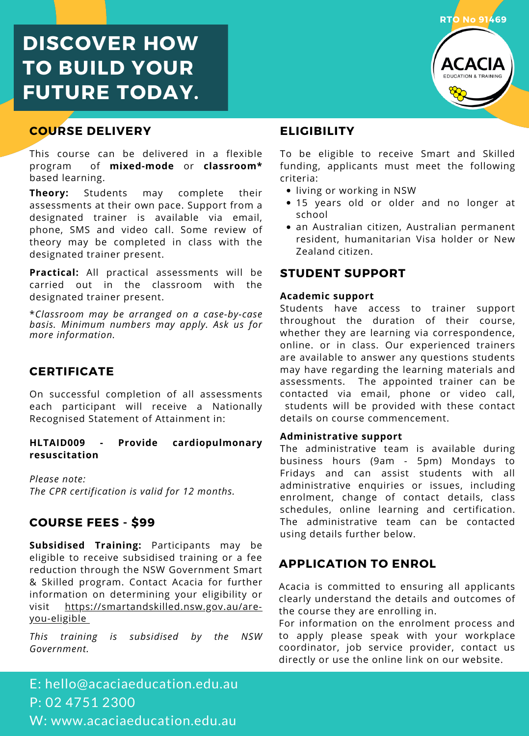# DISCOVER HOW TO BUILD YOUR FUTURE TODAY.

RTO No 91469

ACACIA EDUCATION & TRAINING

## COURSE DELIVERY

This course can be delivered in a flexible program of **mixed-mode** or **classroom*** based learning.

**Theory:** Students may complete their assessments at their own pace. Support from a designated trainer is available via email, phone, SMS and video call. Some review of theory may be completed in class with the designated trainer present.

**Practical:** All practical assessments will be carried out in the classroom with the designated trainer present.

**Classroom may be arranged on a case-by-case basis. Minimum numbers may apply. Ask us for more information.*

## CERTIFICATE

On successful completion of all assessments each participant will receive a Nationally Recognised Statement of Attainment in:

**HLTAID009 - Provide cardiopulmonary resuscitation**

*Please note:*
*The CPR certification is valid for 12 months.*

## COURSE FEES - $99

**Subsidised Training:** Participants may be eligible to receive subsidised training or a fee reduction through the NSW Government Smart & Skilled program. Contact Acacia for further information on determining your eligibility or visit https://smartandskilled.nsw.gov.au/are-you-eligible

*This training is subsidised by the NSW Government.*

## ELIGIBILITY

To be eligible to receive Smart and Skilled funding, applicants must meet the following criteria:

- living or working in NSW
- 15 years old or older and no longer at school
- an Australian citizen, Australian permanent resident, humanitarian Visa holder or New Zealand citizen.

## STUDENT SUPPORT

### Academic support

Students have access to trainer support throughout the duration of their course, whether they are learning via correspondence, online. or in class. Our experienced trainers are available to answer any questions students may have regarding the learning materials and assessments. The appointed trainer can be contacted via email, phone or video call, students will be provided with these contact details on course commencement.

### Administrative support

The administrative team is available during business hours (9am - 5pm) Mondays to Fridays and can assist students with all administrative enquiries or issues, including enrolment, change of contact details, class schedules, online learning and certification. The administrative team can be contacted using details further below.

## APPLICATION TO ENROL

Acacia is committed to ensuring all applicants clearly understand the details and outcomes of the course they are enrolling in.
For information on the enrolment process and to apply please speak with your workplace coordinator, job service provider, contact us directly or use the online link on our website.

E: hello@acaciaeducation.edu.au
P: 02 4751 2300
W: www.acaciaeducation.edu.au